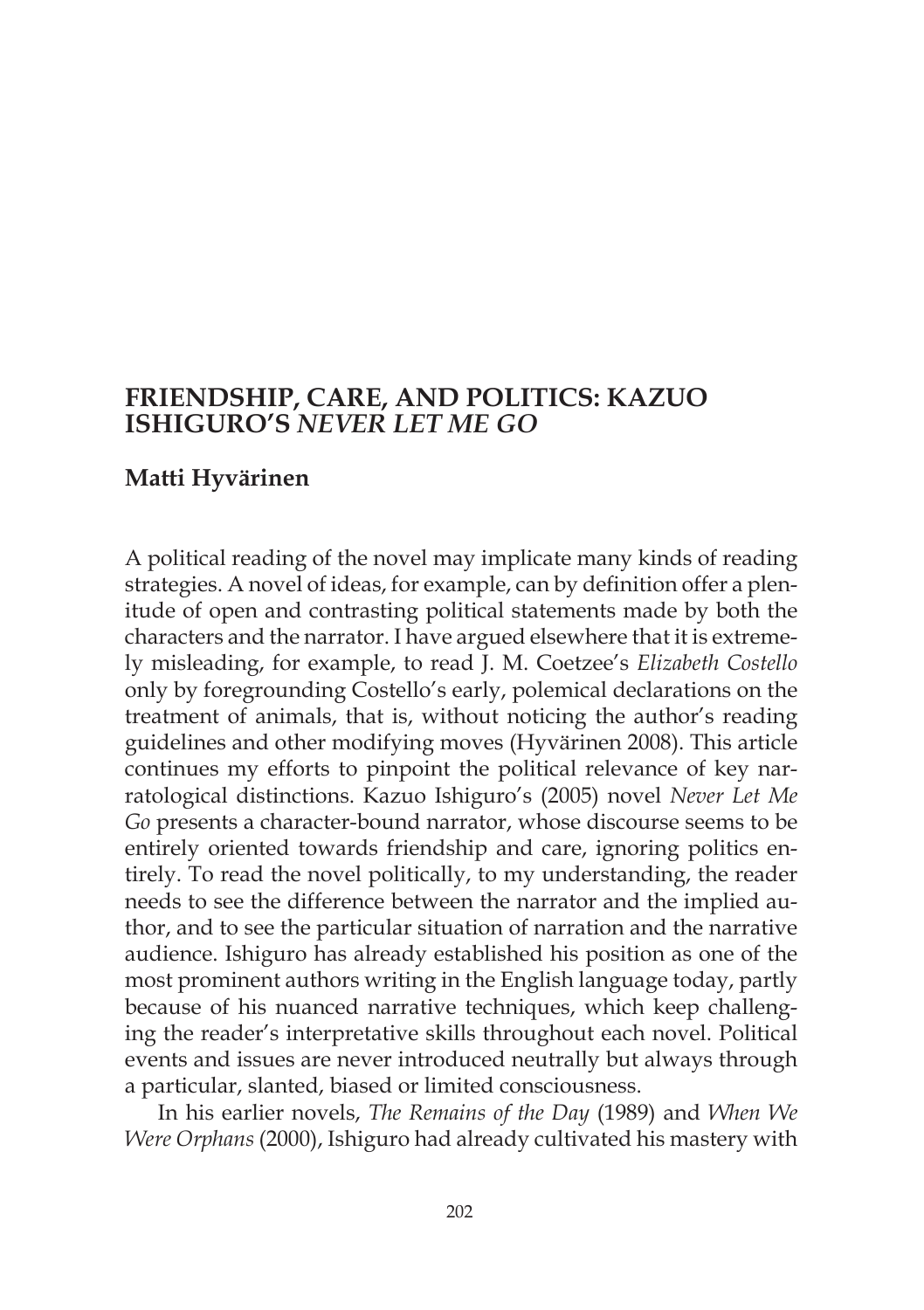# FRIENDSHIP, CARE, AND POLITICS: KAZUO ISHIGURO'S *NEVER LET ME GO*

## Matti Hyvärinen

A political reading of the novel may implicate many kinds of reading strategies. A novel of ideas, for example, can by definition offer a plenitude of open and contrasting political statements made by both the characters and the narrator. I have argued elsewhere that it is extremely misleading, for example, to read J. M. Coetzee's *Elizabeth Costello* only by foregrounding Costello's early, polemical declarations on the treatment of animals, that is, without noticing the author's reading guidelines and other modifying moves (Hyvärinen 2008). This article continues my efforts to pinpoint the political relevance of key narratological distinctions. Kazuo Ishiguro's (2005) novel *Never Let Me Go* presents a character-bound narrator, whose discourse seems to be entirely oriented towards friendship and care, ignoring politics entirely. To read the novel politically, to my understanding, the reader needs to see the difference between the narrator and the implied author, and to see the particular situation of narration and the narrative audience. Ishiguro has already established his position as one of the most prominent authors writing in the English language today, partly because of his nuanced narrative techniques, which keep challenging the reader's interpretative skills throughout each novel. Political events and issues are never introduced neutrally but always through a particular, slanted, biased or limited consciousness.

In his earlier novels, *The Remains of the Day* (1989) and *When We Were Orphans* (2000), Ishiguro had already cultivated his mastery with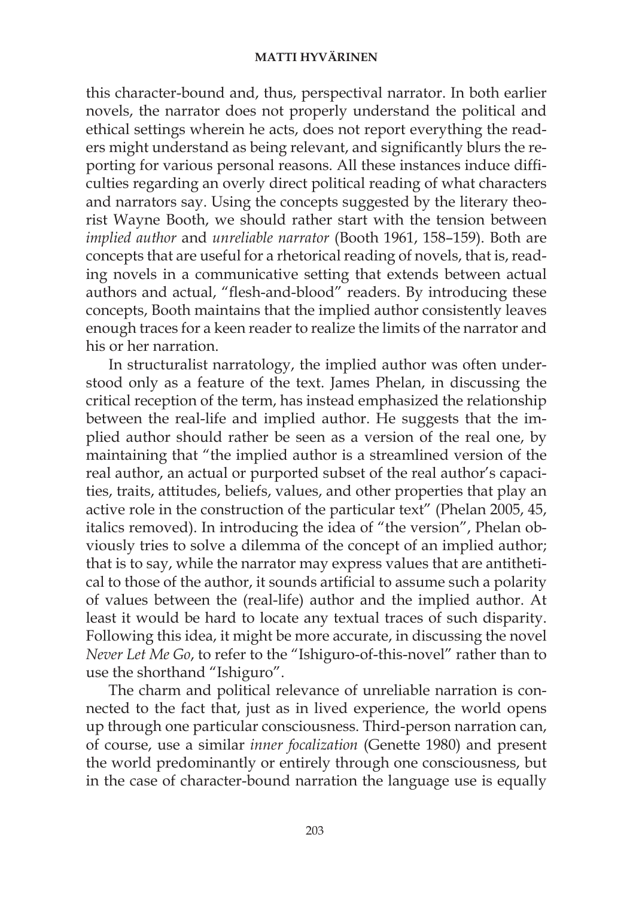this character-bound and, thus, perspectival narrator. In both earlier novels, the narrator does not properly understand the political and ethical settings wherein he acts, does not report everything the readers might understand as being relevant, and significantly blurs the reporting for various personal reasons. All these instances induce difficulties regarding an overly direct political reading of what characters and narrators say. Using the concepts suggested by the literary theorist Wayne Booth, we should rather start with the tension between *implied author* and *unreliable narrator* (Booth 1961, 158–159). Both are concepts that are useful for a rhetorical reading of novels, that is, reading novels in a communicative setting that extends between actual authors and actual, "flesh-and-blood" readers. By introducing these concepts, Booth maintains that the implied author consistently leaves enough traces for a keen reader to realize the limits of the narrator and his or her narration.

In structuralist narratology, the implied author was often understood only as a feature of the text. James Phelan, in discussing the critical reception of the term, has instead emphasized the relationship between the real-life and implied author. He suggests that the implied author should rather be seen as a version of the real one, by maintaining that "the implied author is a streamlined version of the real author, an actual or purported subset of the real author's capacities, traits, attitudes, beliefs, values, and other properties that play an active role in the construction of the particular text" (Phelan 2005, 45, italics removed). In introducing the idea of "the version", Phelan obviously tries to solve a dilemma of the concept of an implied author; that is to say, while the narrator may express values that are antithetical to those of the author, it sounds artificial to assume such a polarity of values between the (real-life) author and the implied author. At least it would be hard to locate any textual traces of such disparity. Following this idea, it might be more accurate, in discussing the novel *Never Let Me Go*, to refer to the "Ishiguro-of-this-novel" rather than to use the shorthand "Ishiguro".

The charm and political relevance of unreliable narration is connected to the fact that, just as in lived experience, the world opens up through one particular consciousness. Third-person narration can, of course, use a similar *inner focalization* (Genette 1980) and present the world predominantly or entirely through one consciousness, but in the case of character-bound narration the language use is equally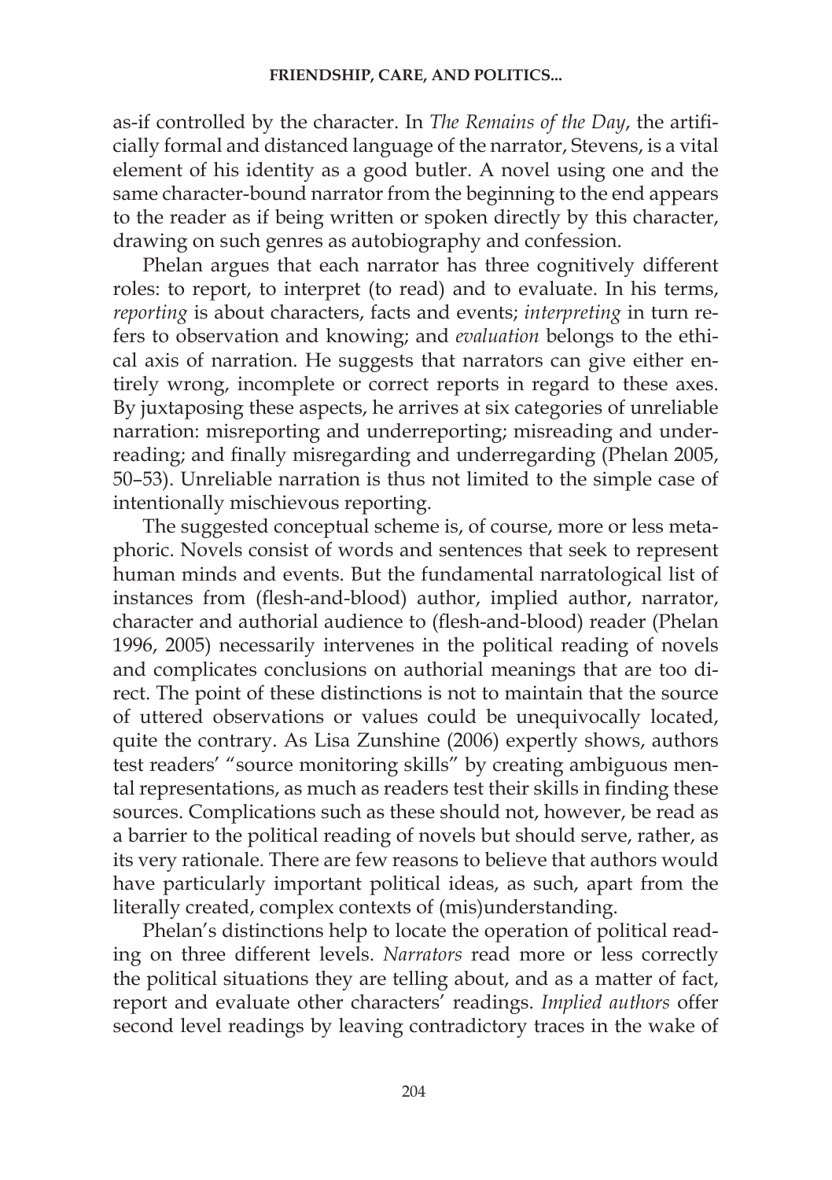as-if controlled by the character. In *The Remains of the Day*, the artificially formal and distanced language of the narrator, Stevens, is a vital element of his identity as a good butler. A novel using one and the same character-bound narrator from the beginning to the end appears to the reader as if being written or spoken directly by this character, drawing on such genres as autobiography and confession.

Phelan argues that each narrator has three cognitively different roles: to report, to interpret (to read) and to evaluate. In his terms, *reporting* is about characters, facts and events; *interpreting* in turn refers to observation and knowing; and *evaluation* belongs to the ethical axis of narration. He suggests that narrators can give either entirely wrong, incomplete or correct reports in regard to these axes. By juxtaposing these aspects, he arrives at six categories of unreliable narration: misreporting and underreporting; misreading and underreading; and finally misregarding and underregarding (Phelan 2005, 50–53). Unreliable narration is thus not limited to the simple case of intentionally mischievous reporting.

The suggested conceptual scheme is, of course, more or less metaphoric. Novels consist of words and sentences that seek to represent human minds and events. But the fundamental narratological list of instances from (flesh-and-blood) author, implied author, narrator, character and authorial audience to (flesh-and-blood) reader (Phelan 1996, 2005) necessarily intervenes in the political reading of novels and complicates conclusions on authorial meanings that are too direct. The point of these distinctions is not to maintain that the source of uttered observations or values could be unequivocally located, quite the contrary. As Lisa Zunshine (2006) expertly shows, authors test readers' "source monitoring skills" by creating ambiguous mental representations, as much as readers test their skills in finding these sources. Complications such as these should not, however, be read as a barrier to the political reading of novels but should serve, rather, as its very rationale. There are few reasons to believe that authors would have particularly important political ideas, as such, apart from the literally created, complex contexts of (mis)understanding.

Phelan's distinctions help to locate the operation of political reading on three different levels. *Narrators* read more or less correctly the political situations they are telling about, and as a matter of fact, report and evaluate other characters' readings. *Implied authors* offer second level readings by leaving contradictory traces in the wake of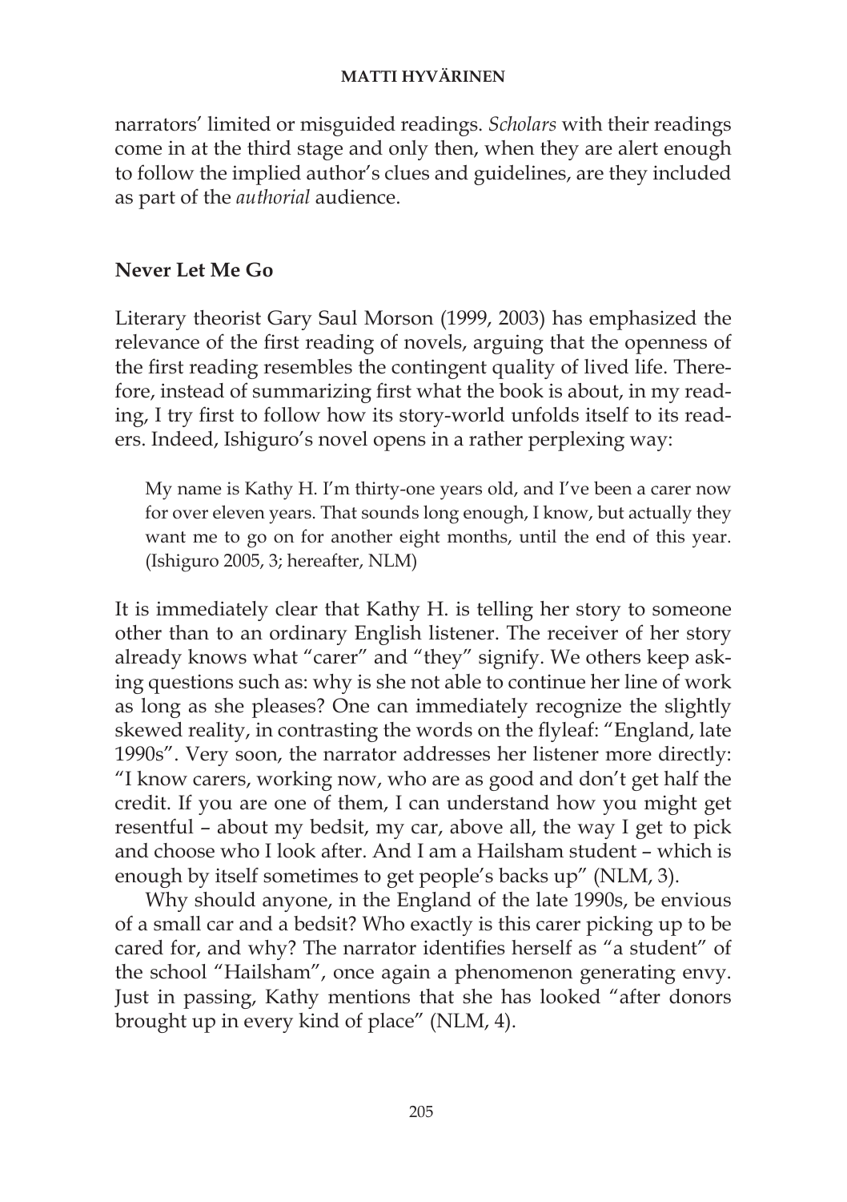narrators' limited or misguided readings. *Scholars* with their readings come in at the third stage and only then, when they are alert enough to follow the implied author's clues and guidelines, are they included as part of the *authorial* audience.

## Never Let Me Go

Literary theorist Gary Saul Morson (1999, 2003) has emphasized the relevance of the first reading of novels, arguing that the openness of the first reading resembles the contingent quality of lived life. Therefore, instead of summarizing first what the book is about, in my reading, I try first to follow how its story-world unfolds itself to its readers. Indeed, Ishiguro's novel opens in a rather perplexing way:

> My name is Kathy H. I'm thirty-one years old, and I've been a carer now for over eleven years. That sounds long enough, I know, but actually they want me to go on for another eight months, until the end of this year. (Ishiguro 2005, 3; hereafter, NLM)

It is immediately clear that Kathy H. is telling her story to someone other than to an ordinary English listener. The receiver of her story already knows what "carer" and "they" signify. We others keep asking questions such as: why is she not able to continue her line of work as long as she pleases? One can immediately recognize the slightly skewed reality, in contrasting the words on the flyleaf: "England, late 1990s". Very soon, the narrator addresses her listener more directly: "I know carers, working now, who are as good and don't get half the credit. If you are one of them, I can understand how you might get resentful – about my bedsit, my car, above all, the way I get to pick and choose who I look after. And I am a Hailsham student – which is enough by itself sometimes to get people's backs up" (NLM, 3).

Why should anyone, in the England of the late 1990s, be envious of a small car and a bedsit? Who exactly is this carer picking up to be cared for, and why? The narrator identifies herself as "a student" of the school "Hailsham", once again a phenomenon generating envy. Just in passing, Kathy mentions that she has looked "after donors brought up in every kind of place" (NLM, 4).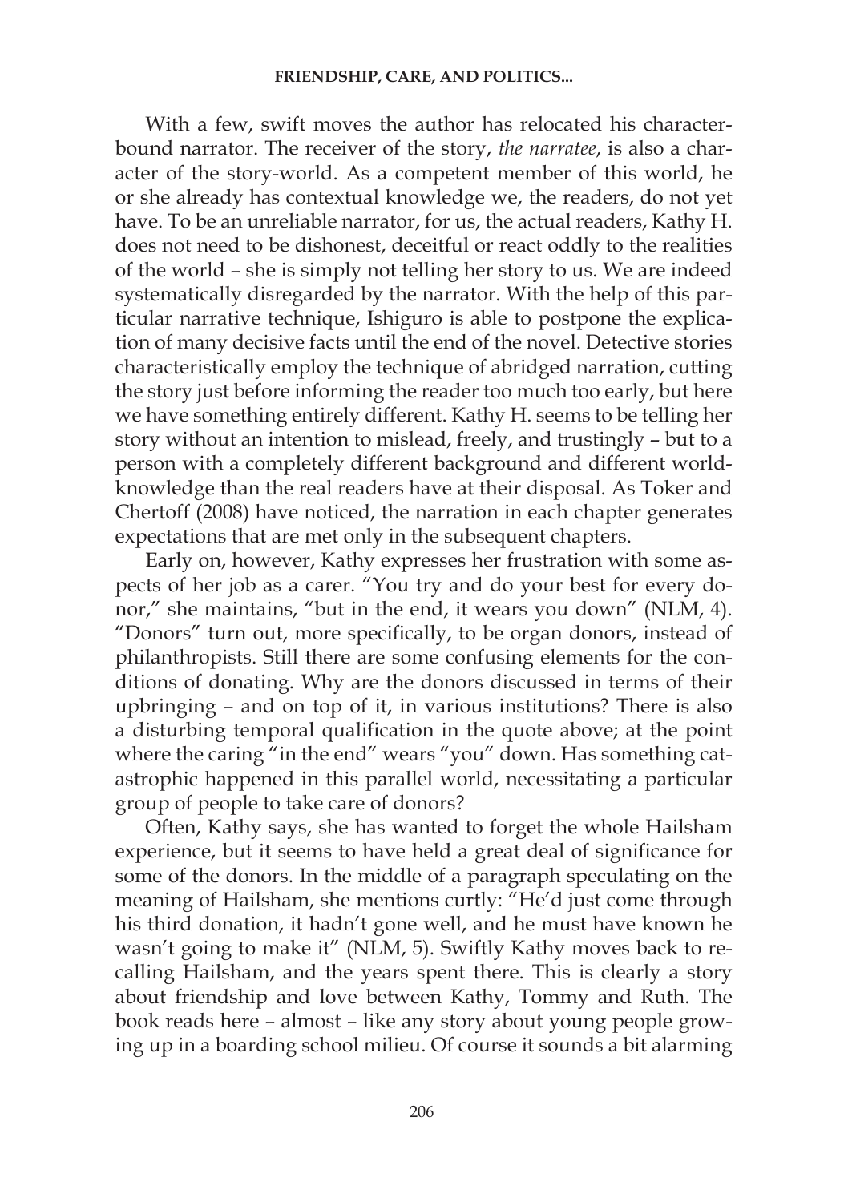With a few, swift moves the author has relocated his character-bound narrator. The receiver of the story, *the narratee*, is also a character of the story-world. As a competent member of this world, he or she already has contextual knowledge we, the readers, do not yet have. To be an unreliable narrator, for us, the actual readers, Kathy H. does not need to be dishonest, deceitful or react oddly to the realities of the world – she is simply not telling her story to us. We are indeed systematically disregarded by the narrator. With the help of this particular narrative technique, Ishiguro is able to postpone the explication of many decisive facts until the end of the novel. Detective stories characteristically employ the technique of abridged narration, cutting the story just before informing the reader too much too early, but here we have something entirely different. Kathy H. seems to be telling her story without an intention to mislead, freely, and trustingly – but to a person with a completely different background and different world-knowledge than the real readers have at their disposal. As Toker and Chertoff (2008) have noticed, the narration in each chapter generates expectations that are met only in the subsequent chapters.

Early on, however, Kathy expresses her frustration with some aspects of her job as a carer. "You try and do your best for every donor," she maintains, "but in the end, it wears you down" (NLM, 4). "Donors" turn out, more specifically, to be organ donors, instead of philanthropists. Still there are some confusing elements for the conditions of donating. Why are the donors discussed in terms of their upbringing – and on top of it, in various institutions? There is also a disturbing temporal qualification in the quote above; at the point where the caring "in the end" wears "you" down. Has something catastrophic happened in this parallel world, necessitating a particular group of people to take care of donors?

Often, Kathy says, she has wanted to forget the whole Hailsham experience, but it seems to have held a great deal of significance for some of the donors. In the middle of a paragraph speculating on the meaning of Hailsham, she mentions curtly: "He'd just come through his third donation, it hadn't gone well, and he must have known he wasn't going to make it" (NLM, 5). Swiftly Kathy moves back to recalling Hailsham, and the years spent there. This is clearly a story about friendship and love between Kathy, Tommy and Ruth. The book reads here – almost – like any story about young people growing up in a boarding school milieu. Of course it sounds a bit alarming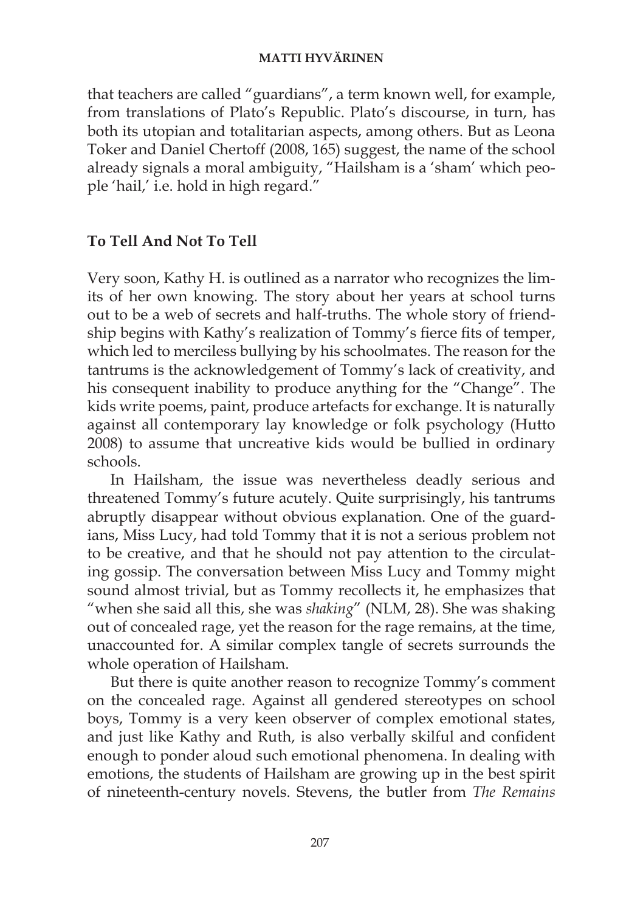that teachers are called "guardians", a term known well, for example, from translations of Plato's Republic. Plato's discourse, in turn, has both its utopian and totalitarian aspects, among others. But as Leona Toker and Daniel Chertoff (2008, 165) suggest, the name of the school already signals a moral ambiguity, "Hailsham is a 'sham' which people 'hail,' i.e. hold in high regard."

## To Tell And Not To Tell

Very soon, Kathy H. is outlined as a narrator who recognizes the limits of her own knowing. The story about her years at school turns out to be a web of secrets and half-truths. The whole story of friendship begins with Kathy's realization of Tommy's fierce fits of temper, which led to merciless bullying by his schoolmates. The reason for the tantrums is the acknowledgement of Tommy's lack of creativity, and his consequent inability to produce anything for the "Change". The kids write poems, paint, produce artefacts for exchange. It is naturally against all contemporary lay knowledge or folk psychology (Hutto 2008) to assume that uncreative kids would be bullied in ordinary schools.

In Hailsham, the issue was nevertheless deadly serious and threatened Tommy's future acutely. Quite surprisingly, his tantrums abruptly disappear without obvious explanation. One of the guardians, Miss Lucy, had told Tommy that it is not a serious problem not to be creative, and that he should not pay attention to the circulating gossip. The conversation between Miss Lucy and Tommy might sound almost trivial, but as Tommy recollects it, he emphasizes that "when she said all this, she was *shaking*" (NLM, 28). She was shaking out of concealed rage, yet the reason for the rage remains, at the time, unaccounted for. A similar complex tangle of secrets surrounds the whole operation of Hailsham.

But there is quite another reason to recognize Tommy's comment on the concealed rage. Against all gendered stereotypes on school boys, Tommy is a very keen observer of complex emotional states, and just like Kathy and Ruth, is also verbally skilful and confident enough to ponder aloud such emotional phenomena. In dealing with emotions, the students of Hailsham are growing up in the best spirit of nineteenth-century novels. Stevens, the butler from *The Remains*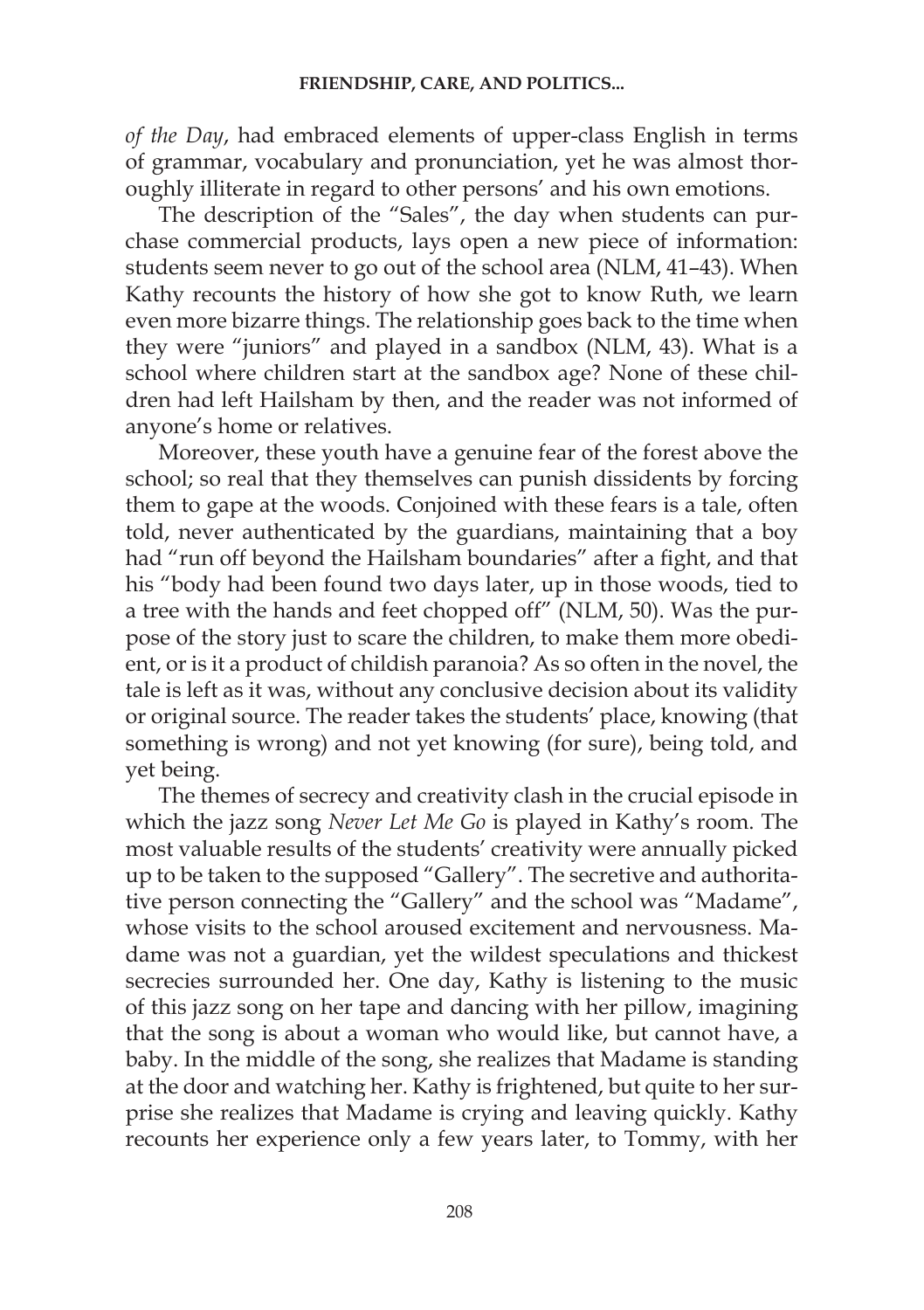*of the Day*, had embraced elements of upper-class English in terms of grammar, vocabulary and pronunciation, yet he was almost thoroughly illiterate in regard to other persons' and his own emotions.

The description of the "Sales", the day when students can purchase commercial products, lays open a new piece of information: students seem never to go out of the school area (NLM, 41–43). When Kathy recounts the history of how she got to know Ruth, we learn even more bizarre things. The relationship goes back to the time when they were "juniors" and played in a sandbox (NLM, 43). What is a school where children start at the sandbox age? None of these children had left Hailsham by then, and the reader was not informed of anyone's home or relatives.

Moreover, these youth have a genuine fear of the forest above the school; so real that they themselves can punish dissidents by forcing them to gape at the woods. Conjoined with these fears is a tale, often told, never authenticated by the guardians, maintaining that a boy had "run off beyond the Hailsham boundaries" after a fight, and that his "body had been found two days later, up in those woods, tied to a tree with the hands and feet chopped off" (NLM, 50). Was the purpose of the story just to scare the children, to make them more obedient, or is it a product of childish paranoia? As so often in the novel, the tale is left as it was, without any conclusive decision about its validity or original source. The reader takes the students' place, knowing (that something is wrong) and not yet knowing (for sure), being told, and yet being.

The themes of secrecy and creativity clash in the crucial episode in which the jazz song *Never Let Me Go* is played in Kathy's room. The most valuable results of the students' creativity were annually picked up to be taken to the supposed "Gallery". The secretive and authoritative person connecting the "Gallery" and the school was "Madame", whose visits to the school aroused excitement and nervousness. Madame was not a guardian, yet the wildest speculations and thickest secrecies surrounded her. One day, Kathy is listening to the music of this jazz song on her tape and dancing with her pillow, imagining that the song is about a woman who would like, but cannot have, a baby. In the middle of the song, she realizes that Madame is standing at the door and watching her. Kathy is frightened, but quite to her surprise she realizes that Madame is crying and leaving quickly. Kathy recounts her experience only a few years later, to Tommy, with her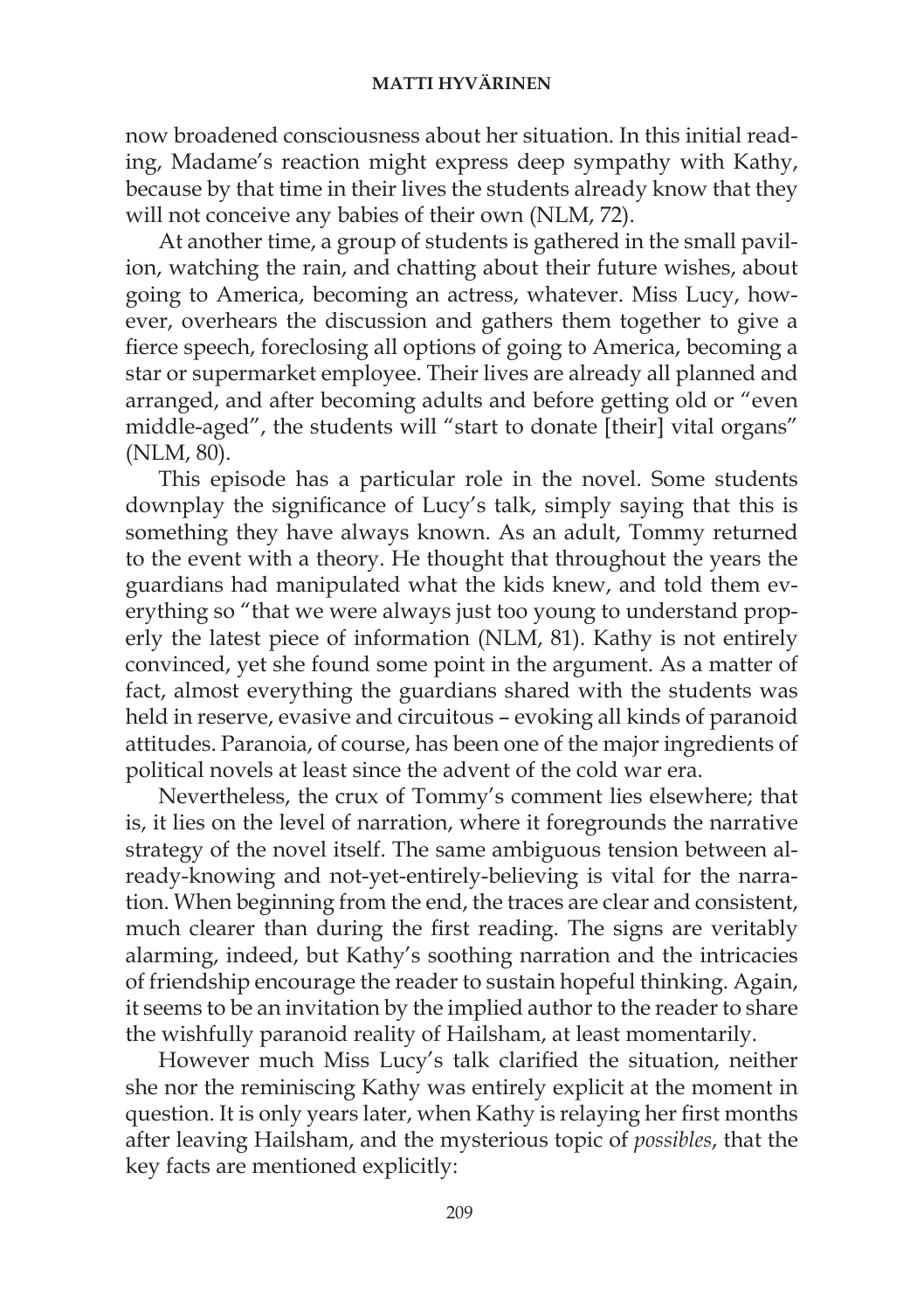now broadened consciousness about her situation. In this initial reading, Madame's reaction might express deep sympathy with Kathy, because by that time in their lives the students already know that they will not conceive any babies of their own (NLM, 72).

At another time, a group of students is gathered in the small pavilion, watching the rain, and chatting about their future wishes, about going to America, becoming an actress, whatever. Miss Lucy, however, overhears the discussion and gathers them together to give a fierce speech, foreclosing all options of going to America, becoming a star or supermarket employee. Their lives are already all planned and arranged, and after becoming adults and before getting old or "even middle-aged", the students will "start to donate [their] vital organs" (NLM, 80).

This episode has a particular role in the novel. Some students downplay the significance of Lucy's talk, simply saying that this is something they have always known. As an adult, Tommy returned to the event with a theory. He thought that throughout the years the guardians had manipulated what the kids knew, and told them everything so "that we were always just too young to understand properly the latest piece of information (NLM, 81). Kathy is not entirely convinced, yet she found some point in the argument. As a matter of fact, almost everything the guardians shared with the students was held in reserve, evasive and circuitous – evoking all kinds of paranoid attitudes. Paranoia, of course, has been one of the major ingredients of political novels at least since the advent of the cold war era.

Nevertheless, the crux of Tommy's comment lies elsewhere; that is, it lies on the level of narration, where it foregrounds the narrative strategy of the novel itself. The same ambiguous tension between already-knowing and not-yet-entirely-believing is vital for the narration. When beginning from the end, the traces are clear and consistent, much clearer than during the first reading. The signs are veritably alarming, indeed, but Kathy's soothing narration and the intricacies of friendship encourage the reader to sustain hopeful thinking. Again, it seems to be an invitation by the implied author to the reader to share the wishfully paranoid reality of Hailsham, at least momentarily.

However much Miss Lucy's talk clarified the situation, neither she nor the reminiscing Kathy was entirely explicit at the moment in question. It is only years later, when Kathy is relaying her first months after leaving Hailsham, and the mysterious topic of *possibles*, that the key facts are mentioned explicitly: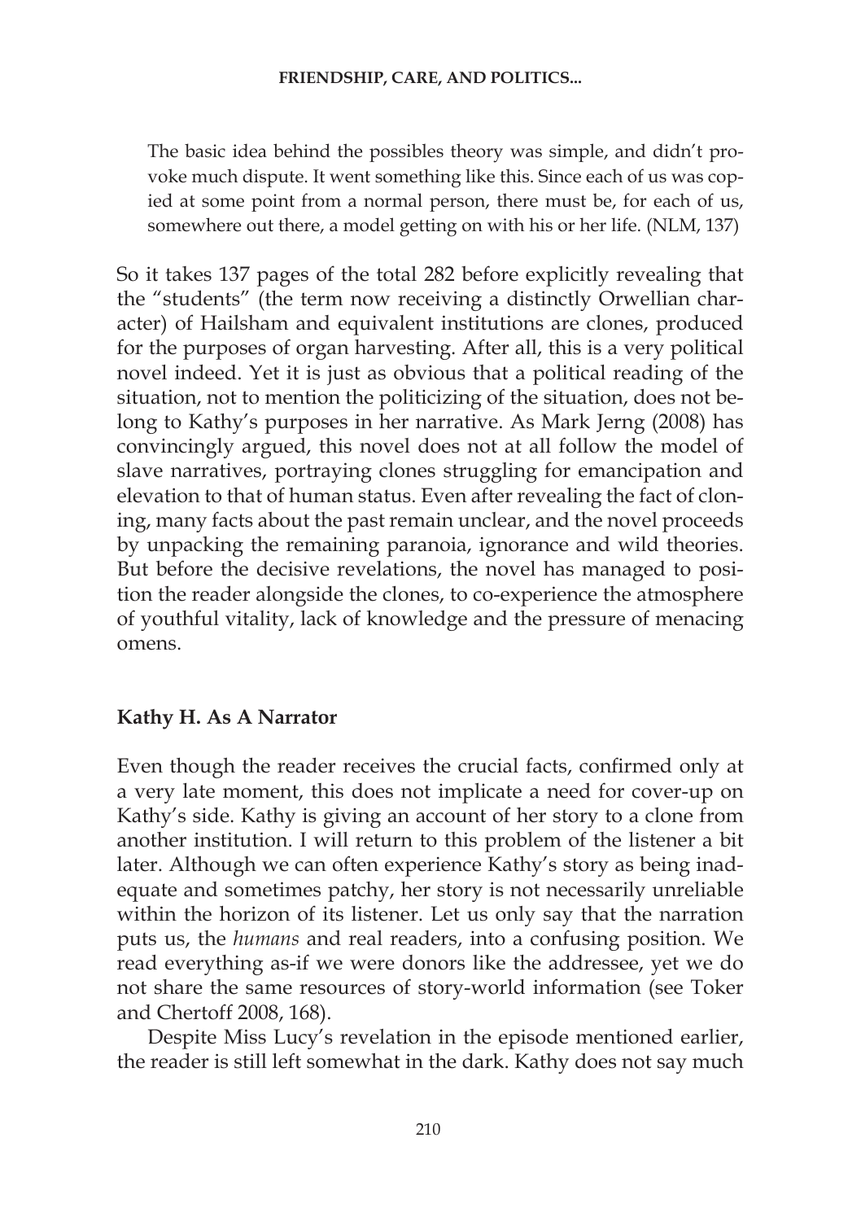> The basic idea behind the possibles theory was simple, and didn't provoke much dispute. It went something like this. Since each of us was copied at some point from a normal person, there must be, for each of us, somewhere out there, a model getting on with his or her life. (NLM, 137)

So it takes 137 pages of the total 282 before explicitly revealing that the "students" (the term now receiving a distinctly Orwellian character) of Hailsham and equivalent institutions are clones, produced for the purposes of organ harvesting. After all, this is a very political novel indeed. Yet it is just as obvious that a political reading of the situation, not to mention the politicizing of the situation, does not belong to Kathy's purposes in her narrative. As Mark Jerng (2008) has convincingly argued, this novel does not at all follow the model of slave narratives, portraying clones struggling for emancipation and elevation to that of human status. Even after revealing the fact of cloning, many facts about the past remain unclear, and the novel proceeds by unpacking the remaining paranoia, ignorance and wild theories. But before the decisive revelations, the novel has managed to position the reader alongside the clones, to co-experience the atmosphere of youthful vitality, lack of knowledge and the pressure of menacing omens.

## Kathy H. As A Narrator

Even though the reader receives the crucial facts, confirmed only at a very late moment, this does not implicate a need for cover-up on Kathy's side. Kathy is giving an account of her story to a clone from another institution. I will return to this problem of the listener a bit later. Although we can often experience Kathy's story as being inadequate and sometimes patchy, her story is not necessarily unreliable within the horizon of its listener. Let us only say that the narration puts us, the *humans* and real readers, into a confusing position. We read everything as-if we were donors like the addressee, yet we do not share the same resources of story-world information (see Toker and Chertoff 2008, 168).

Despite Miss Lucy's revelation in the episode mentioned earlier, the reader is still left somewhat in the dark. Kathy does not say much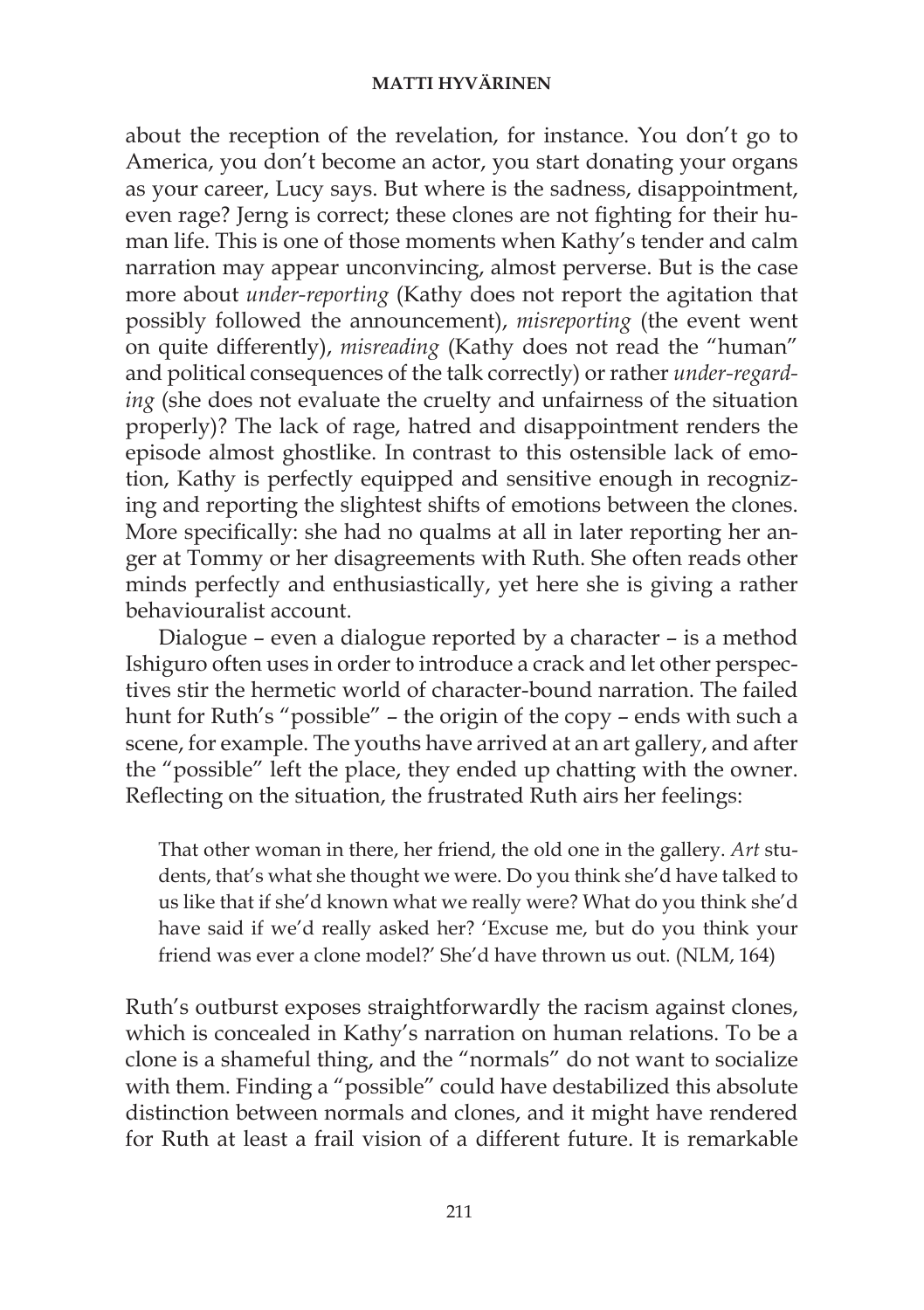about the reception of the revelation, for instance. You don't go to America, you don't become an actor, you start donating your organs as your career, Lucy says. But where is the sadness, disappointment, even rage? Jerng is correct; these clones are not fighting for their human life. This is one of those moments when Kathy's tender and calm narration may appear unconvincing, almost perverse. But is the case more about *under-reporting* (Kathy does not report the agitation that possibly followed the announcement), *misreporting* (the event went on quite differently), *misreading* (Kathy does not read the "human" and political consequences of the talk correctly) or rather *under-regarding* (she does not evaluate the cruelty and unfairness of the situation properly)? The lack of rage, hatred and disappointment renders the episode almost ghostlike. In contrast to this ostensible lack of emotion, Kathy is perfectly equipped and sensitive enough in recognizing and reporting the slightest shifts of emotions between the clones. More specifically: she had no qualms at all in later reporting her anger at Tommy or her disagreements with Ruth. She often reads other minds perfectly and enthusiastically, yet here she is giving a rather behaviouralist account.

Dialogue – even a dialogue reported by a character – is a method Ishiguro often uses in order to introduce a crack and let other perspectives stir the hermetic world of character-bound narration. The failed hunt for Ruth's "possible" – the origin of the copy – ends with such a scene, for example. The youths have arrived at an art gallery, and after the "possible" left the place, they ended up chatting with the owner. Reflecting on the situation, the frustrated Ruth airs her feelings:

> That other woman in there, her friend, the old one in the gallery. *Art* students, that's what she thought we were. Do you think she'd have talked to us like that if she'd known what we really were? What do you think she'd have said if we'd really asked her? 'Excuse me, but do you think your friend was ever a clone model?' She'd have thrown us out. (NLM, 164)

Ruth's outburst exposes straightforwardly the racism against clones, which is concealed in Kathy's narration on human relations. To be a clone is a shameful thing, and the "normals" do not want to socialize with them. Finding a "possible" could have destabilized this absolute distinction between normals and clones, and it might have rendered for Ruth at least a frail vision of a different future. It is remarkable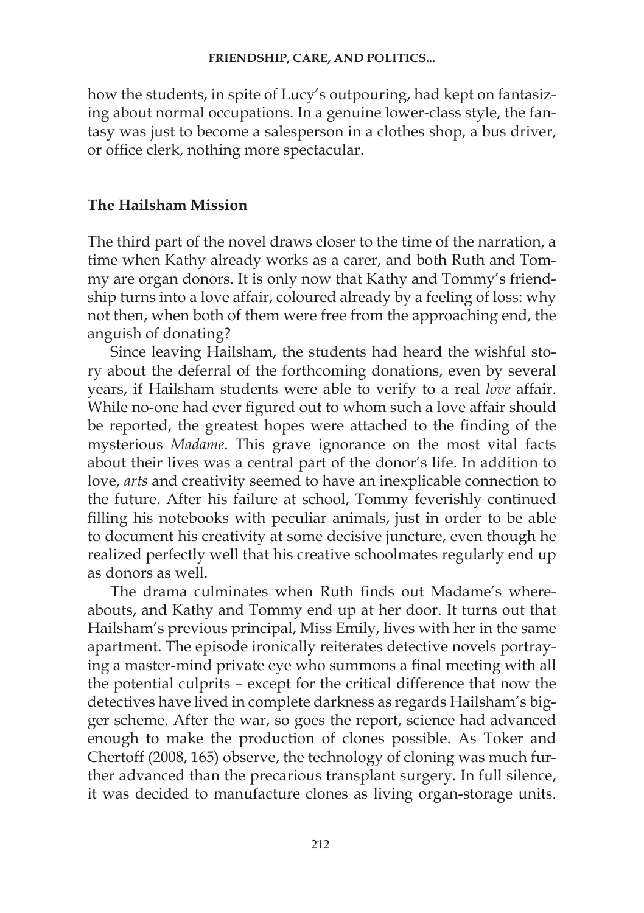how the students, in spite of Lucy's outpouring, had kept on fantasizing about normal occupations. In a genuine lower-class style, the fantasy was just to become a salesperson in a clothes shop, a bus driver, or office clerk, nothing more spectacular.

## The Hailsham Mission

The third part of the novel draws closer to the time of the narration, a time when Kathy already works as a carer, and both Ruth and Tommy are organ donors. It is only now that Kathy and Tommy's friendship turns into a love affair, coloured already by a feeling of loss: why not then, when both of them were free from the approaching end, the anguish of donating?

Since leaving Hailsham, the students had heard the wishful story about the deferral of the forthcoming donations, even by several years, if Hailsham students were able to verify to a real *love* affair. While no-one had ever figured out to whom such a love affair should be reported, the greatest hopes were attached to the finding of the mysterious *Madame*. This grave ignorance on the most vital facts about their lives was a central part of the donor's life. In addition to love, *arts* and creativity seemed to have an inexplicable connection to the future. After his failure at school, Tommy feverishly continued filling his notebooks with peculiar animals, just in order to be able to document his creativity at some decisive juncture, even though he realized perfectly well that his creative schoolmates regularly end up as donors as well.

The drama culminates when Ruth finds out Madame's whereabouts, and Kathy and Tommy end up at her door. It turns out that Hailsham's previous principal, Miss Emily, lives with her in the same apartment. The episode ironically reiterates detective novels portraying a master-mind private eye who summons a final meeting with all the potential culprits – except for the critical difference that now the detectives have lived in complete darkness as regards Hailsham's bigger scheme. After the war, so goes the report, science had advanced enough to make the production of clones possible. As Toker and Chertoff (2008, 165) observe, the technology of cloning was much further advanced than the precarious transplant surgery. In full silence, it was decided to manufacture clones as living organ-storage units.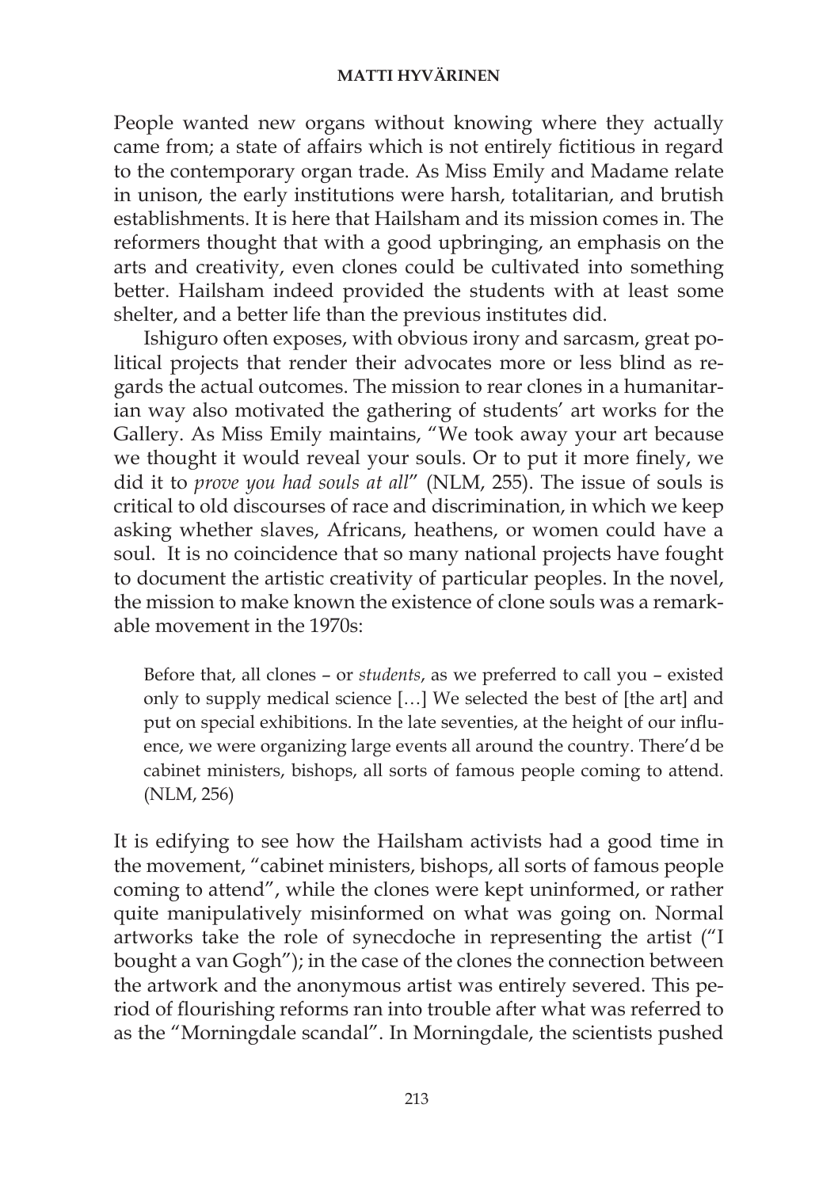People wanted new organs without knowing where they actually came from; a state of affairs which is not entirely fictitious in regard to the contemporary organ trade. As Miss Emily and Madame relate in unison, the early institutions were harsh, totalitarian, and brutish establishments. It is here that Hailsham and its mission comes in. The reformers thought that with a good upbringing, an emphasis on the arts and creativity, even clones could be cultivated into something better. Hailsham indeed provided the students with at least some shelter, and a better life than the previous institutes did.

Ishiguro often exposes, with obvious irony and sarcasm, great political projects that render their advocates more or less blind as regards the actual outcomes. The mission to rear clones in a humanitarian way also motivated the gathering of students' art works for the Gallery. As Miss Emily maintains, "We took away your art because we thought it would reveal your souls. Or to put it more finely, we did it to *prove you had souls at all*" (NLM, 255). The issue of souls is critical to old discourses of race and discrimination, in which we keep asking whether slaves, Africans, heathens, or women could have a soul. It is no coincidence that so many national projects have fought to document the artistic creativity of particular peoples. In the novel, the mission to make known the existence of clone souls was a remarkable movement in the 1970s:

> Before that, all clones – or *students*, as we preferred to call you – existed only to supply medical science […] We selected the best of [the art] and put on special exhibitions. In the late seventies, at the height of our influence, we were organizing large events all around the country. There'd be cabinet ministers, bishops, all sorts of famous people coming to attend. (NLM, 256)

It is edifying to see how the Hailsham activists had a good time in the movement, "cabinet ministers, bishops, all sorts of famous people coming to attend", while the clones were kept uninformed, or rather quite manipulatively misinformed on what was going on. Normal artworks take the role of synecdoche in representing the artist ("I bought a van Gogh"); in the case of the clones the connection between the artwork and the anonymous artist was entirely severed. This period of flourishing reforms ran into trouble after what was referred to as the "Morningdale scandal". In Morningdale, the scientists pushed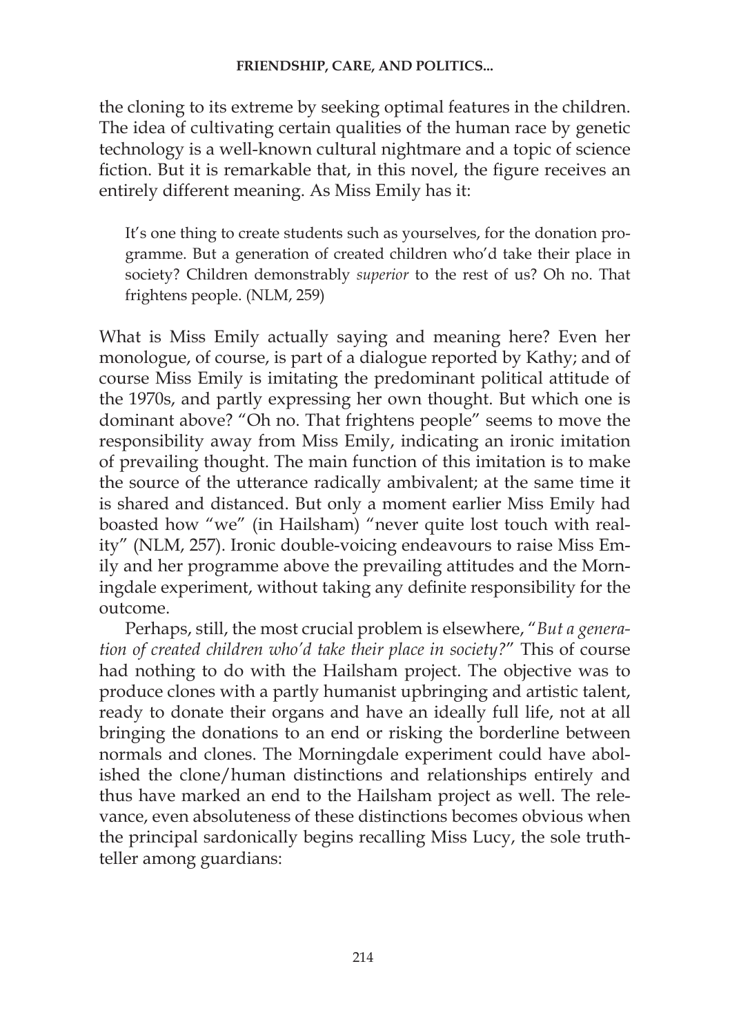the cloning to its extreme by seeking optimal features in the children. The idea of cultivating certain qualities of the human race by genetic technology is a well-known cultural nightmare and a topic of science fiction. But it is remarkable that, in this novel, the figure receives an entirely different meaning. As Miss Emily has it:

> It's one thing to create students such as yourselves, for the donation programme. But a generation of created children who'd take their place in society? Children demonstrably *superior* to the rest of us? Oh no. That frightens people. (NLM, 259)

What is Miss Emily actually saying and meaning here? Even her monologue, of course, is part of a dialogue reported by Kathy; and of course Miss Emily is imitating the predominant political attitude of the 1970s, and partly expressing her own thought. But which one is dominant above? "Oh no. That frightens people" seems to move the responsibility away from Miss Emily, indicating an ironic imitation of prevailing thought. The main function of this imitation is to make the source of the utterance radically ambivalent; at the same time it is shared and distanced. But only a moment earlier Miss Emily had boasted how "we" (in Hailsham) "never quite lost touch with reality" (NLM, 257). Ironic double-voicing endeavours to raise Miss Emily and her programme above the prevailing attitudes and the Morningdale experiment, without taking any definite responsibility for the outcome.

Perhaps, still, the most crucial problem is elsewhere, "*But a generation of created children who'd take their place in society?*" This of course had nothing to do with the Hailsham project. The objective was to produce clones with a partly humanist upbringing and artistic talent, ready to donate their organs and have an ideally full life, not at all bringing the donations to an end or risking the borderline between normals and clones. The Morningdale experiment could have abolished the clone/human distinctions and relationships entirely and thus have marked an end to the Hailsham project as well. The relevance, even absoluteness of these distinctions becomes obvious when the principal sardonically begins recalling Miss Lucy, the sole truth-teller among guardians: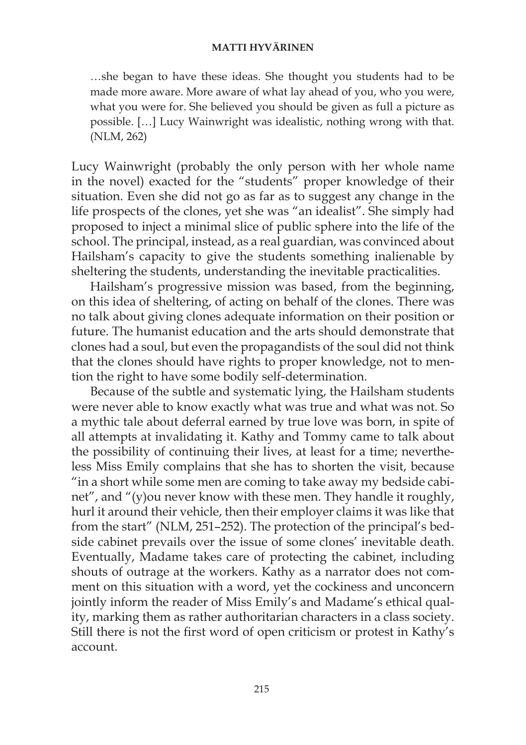> …she began to have these ideas. She thought you students had to be made more aware. More aware of what lay ahead of you, who you were, what you were for. She believed you should be given as full a picture as possible. […] Lucy Wainwright was idealistic, nothing wrong with that. (NLM, 262)

Lucy Wainwright (probably the only person with her whole name in the novel) exacted for the "students" proper knowledge of their situation. Even she did not go as far as to suggest any change in the life prospects of the clones, yet she was "an idealist". She simply had proposed to inject a minimal slice of public sphere into the life of the school. The principal, instead, as a real guardian, was convinced about Hailsham's capacity to give the students something inalienable by sheltering the students, understanding the inevitable practicalities.

Hailsham's progressive mission was based, from the beginning, on this idea of sheltering, of acting on behalf of the clones. There was no talk about giving clones adequate information on their position or future. The humanist education and the arts should demonstrate that clones had a soul, but even the propagandists of the soul did not think that the clones should have rights to proper knowledge, not to mention the right to have some bodily self-determination.

Because of the subtle and systematic lying, the Hailsham students were never able to know exactly what was true and what was not. So a mythic tale about deferral earned by true love was born, in spite of all attempts at invalidating it. Kathy and Tommy came to talk about the possibility of continuing their lives, at least for a time; nevertheless Miss Emily complains that she has to shorten the visit, because "in a short while some men are coming to take away my bedside cabinet", and "(y)ou never know with these men. They handle it roughly, hurl it around their vehicle, then their employer claims it was like that from the start" (NLM, 251–252). The protection of the principal's bedside cabinet prevails over the issue of some clones' inevitable death. Eventually, Madame takes care of protecting the cabinet, including shouts of outrage at the workers. Kathy as a narrator does not comment on this situation with a word, yet the cockiness and unconcern jointly inform the reader of Miss Emily's and Madame's ethical quality, marking them as rather authoritarian characters in a class society. Still there is not the first word of open criticism or protest in Kathy's account.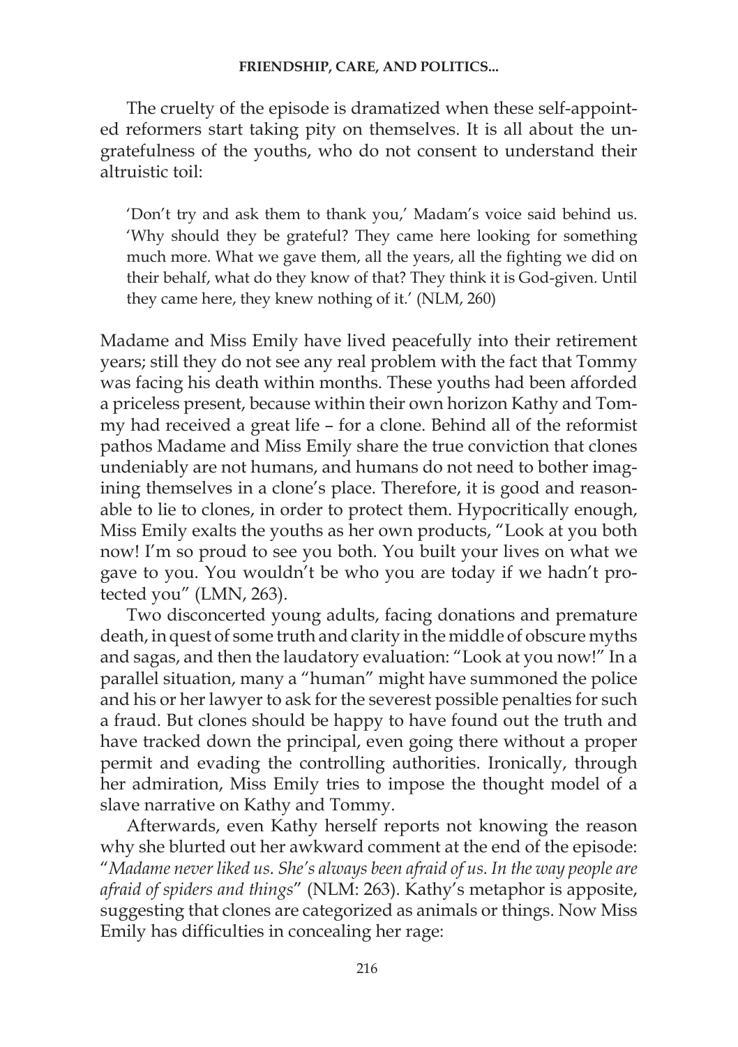The cruelty of the episode is dramatized when these self-appointed reformers start taking pity on themselves. It is all about the ungratefulness of the youths, who do not consent to understand their altruistic toil:

> 'Don't try and ask them to thank you,' Madam's voice said behind us. 'Why should they be grateful? They came here looking for something much more. What we gave them, all the years, all the fighting we did on their behalf, what do they know of that? They think it is God-given. Until they came here, they knew nothing of it.' (NLM, 260)

Madame and Miss Emily have lived peacefully into their retirement years; still they do not see any real problem with the fact that Tommy was facing his death within months. These youths had been afforded a priceless present, because within their own horizon Kathy and Tommy had received a great life – for a clone. Behind all of the reformist pathos Madame and Miss Emily share the true conviction that clones undeniably are not humans, and humans do not need to bother imagining themselves in a clone's place. Therefore, it is good and reasonable to lie to clones, in order to protect them. Hypocritically enough, Miss Emily exalts the youths as her own products, "Look at you both now! I'm so proud to see you both. You built your lives on what we gave to you. You wouldn't be who you are today if we hadn't protected you" (LMN, 263).

Two disconcerted young adults, facing donations and premature death, in quest of some truth and clarity in the middle of obscure myths and sagas, and then the laudatory evaluation: "Look at you now!" In a parallel situation, many a "human" might have summoned the police and his or her lawyer to ask for the severest possible penalties for such a fraud. But clones should be happy to have found out the truth and have tracked down the principal, even going there without a proper permit and evading the controlling authorities. Ironically, through her admiration, Miss Emily tries to impose the thought model of a slave narrative on Kathy and Tommy.

Afterwards, even Kathy herself reports not knowing the reason why she blurted out her awkward comment at the end of the episode: "*Madame never liked us. She's always been afraid of us. In the way people are afraid of spiders and things*" (NLM: 263). Kathy's metaphor is apposite, suggesting that clones are categorized as animals or things. Now Miss Emily has difficulties in concealing her rage: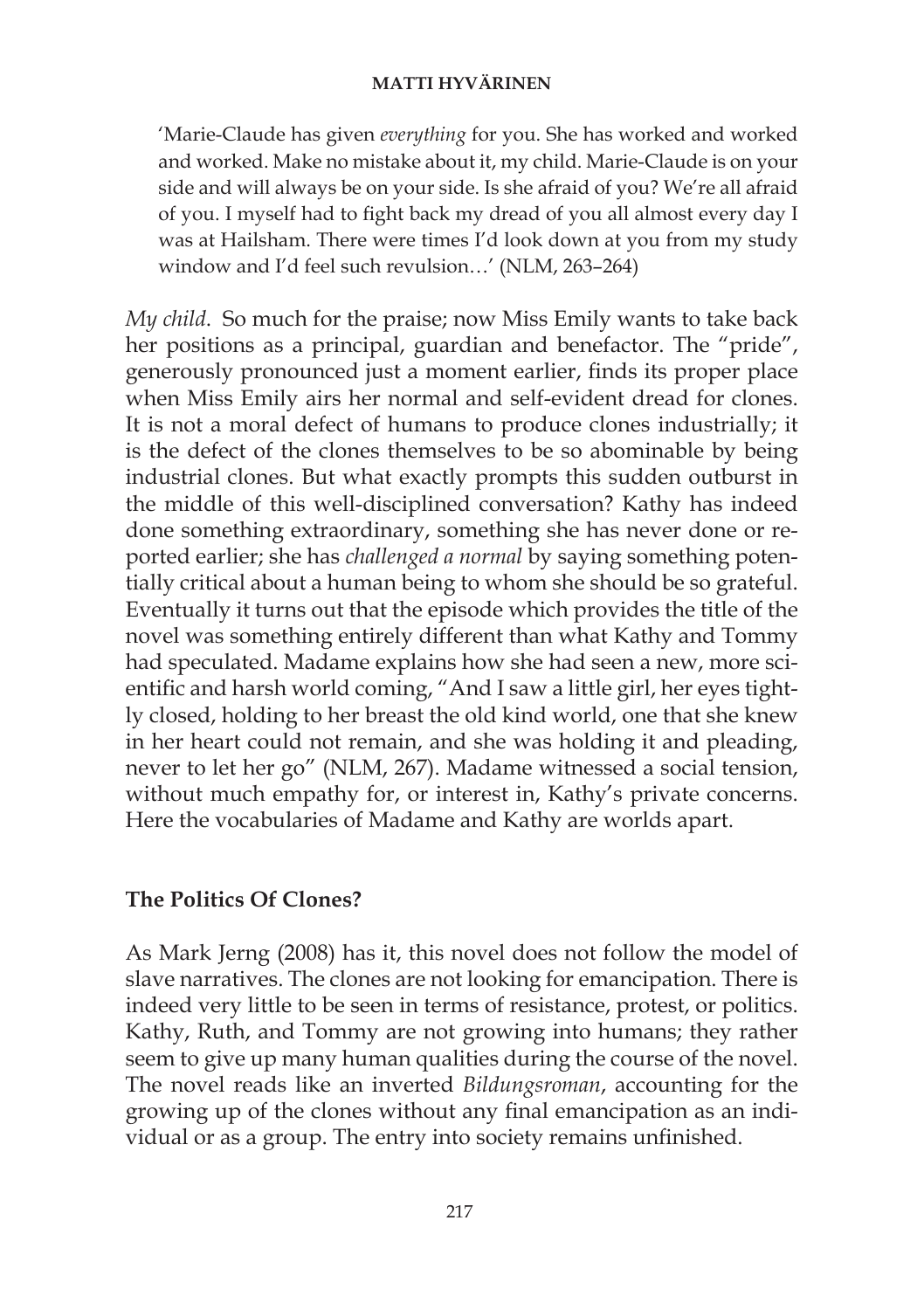'Marie-Claude has given *everything* for you. She has worked and worked and worked. Make no mistake about it, my child. Marie-Claude is on your side and will always be on your side. Is she afraid of you? We're all afraid of you. I myself had to fight back my dread of you all almost every day I was at Hailsham. There were times I'd look down at you from my study window and I'd feel such revulsion…' (NLM, 263–264)

*My child*. So much for the praise; now Miss Emily wants to take back her positions as a principal, guardian and benefactor. The "pride", generously pronounced just a moment earlier, finds its proper place when Miss Emily airs her normal and self-evident dread for clones. It is not a moral defect of humans to produce clones industrially; it is the defect of the clones themselves to be so abominable by being industrial clones. But what exactly prompts this sudden outburst in the middle of this well-disciplined conversation? Kathy has indeed done something extraordinary, something she has never done or reported earlier; she has *challenged a normal* by saying something potentially critical about a human being to whom she should be so grateful. Eventually it turns out that the episode which provides the title of the novel was something entirely different than what Kathy and Tommy had speculated. Madame explains how she had seen a new, more scientific and harsh world coming, "And I saw a little girl, her eyes tightly closed, holding to her breast the old kind world, one that she knew in her heart could not remain, and she was holding it and pleading, never to let her go" (NLM, 267). Madame witnessed a social tension, without much empathy for, or interest in, Kathy's private concerns. Here the vocabularies of Madame and Kathy are worlds apart.

## The Politics Of Clones?

As Mark Jerng (2008) has it, this novel does not follow the model of slave narratives. The clones are not looking for emancipation. There is indeed very little to be seen in terms of resistance, protest, or politics. Kathy, Ruth, and Tommy are not growing into humans; they rather seem to give up many human qualities during the course of the novel. The novel reads like an inverted *Bildungsroman*, accounting for the growing up of the clones without any final emancipation as an individual or as a group. The entry into society remains unfinished.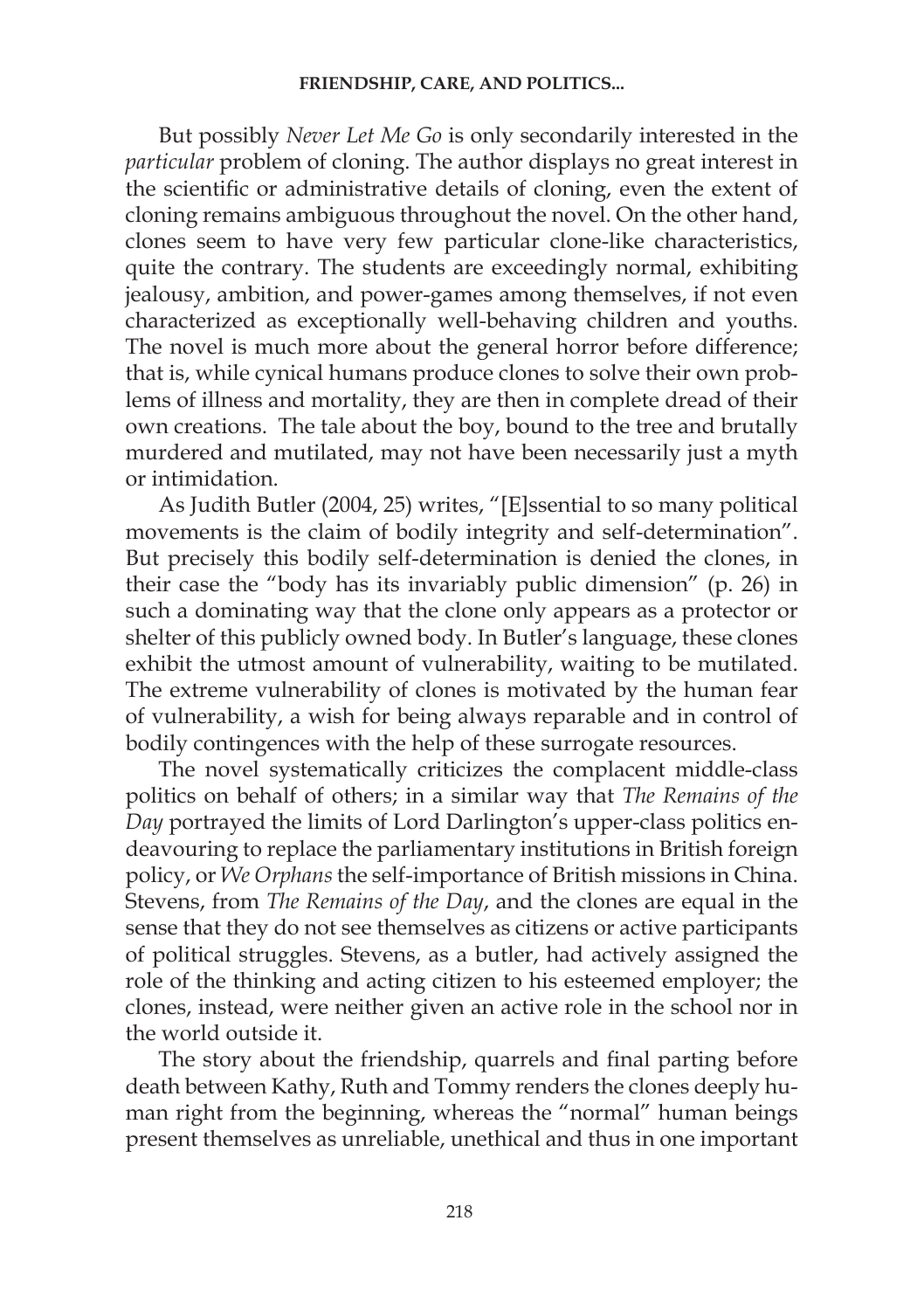But possibly *Never Let Me Go* is only secondarily interested in the *particular* problem of cloning. The author displays no great interest in the scientific or administrative details of cloning, even the extent of cloning remains ambiguous throughout the novel. On the other hand, clones seem to have very few particular clone-like characteristics, quite the contrary. The students are exceedingly normal, exhibiting jealousy, ambition, and power-games among themselves, if not even characterized as exceptionally well-behaving children and youths. The novel is much more about the general horror before difference; that is, while cynical humans produce clones to solve their own problems of illness and mortality, they are then in complete dread of their own creations. The tale about the boy, bound to the tree and brutally murdered and mutilated, may not have been necessarily just a myth or intimidation.

As Judith Butler (2004, 25) writes, "[E]ssential to so many political movements is the claim of bodily integrity and self-determination". But precisely this bodily self-determination is denied the clones, in their case the "body has its invariably public dimension" (p. 26) in such a dominating way that the clone only appears as a protector or shelter of this publicly owned body. In Butler's language, these clones exhibit the utmost amount of vulnerability, waiting to be mutilated. The extreme vulnerability of clones is motivated by the human fear of vulnerability, a wish for being always reparable and in control of bodily contingences with the help of these surrogate resources.

The novel systematically criticizes the complacent middle-class politics on behalf of others; in a similar way that *The Remains of the Day* portrayed the limits of Lord Darlington's upper-class politics endeavouring to replace the parliamentary institutions in British foreign policy, or *We Orphans* the self-importance of British missions in China. Stevens, from *The Remains of the Day*, and the clones are equal in the sense that they do not see themselves as citizens or active participants of political struggles. Stevens, as a butler, had actively assigned the role of the thinking and acting citizen to his esteemed employer; the clones, instead, were neither given an active role in the school nor in the world outside it.

The story about the friendship, quarrels and final parting before death between Kathy, Ruth and Tommy renders the clones deeply human right from the beginning, whereas the "normal" human beings present themselves as unreliable, unethical and thus in one important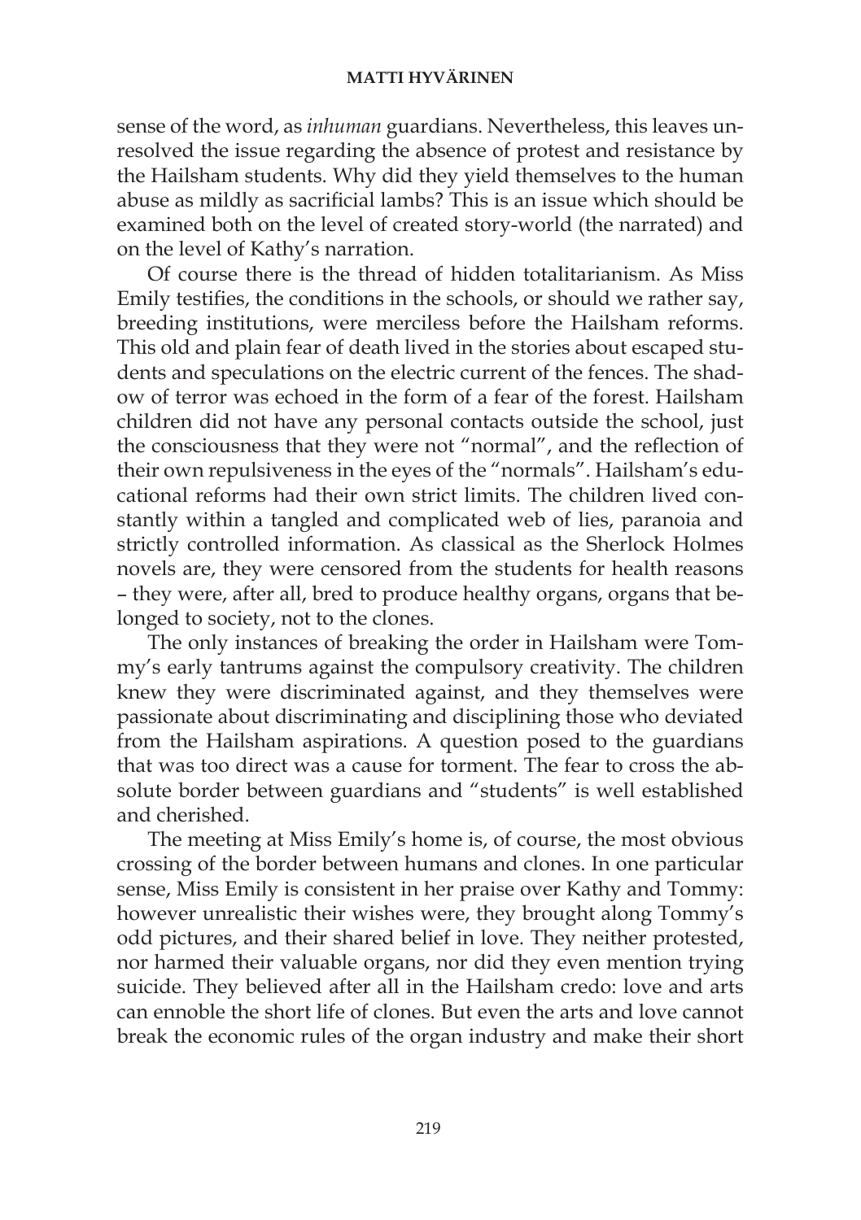sense of the word, as *inhuman* guardians. Nevertheless, this leaves unresolved the issue regarding the absence of protest and resistance by the Hailsham students. Why did they yield themselves to the human abuse as mildly as sacrificial lambs? This is an issue which should be examined both on the level of created story-world (the narrated) and on the level of Kathy's narration.

Of course there is the thread of hidden totalitarianism. As Miss Emily testifies, the conditions in the schools, or should we rather say, breeding institutions, were merciless before the Hailsham reforms. This old and plain fear of death lived in the stories about escaped students and speculations on the electric current of the fences. The shadow of terror was echoed in the form of a fear of the forest. Hailsham children did not have any personal contacts outside the school, just the consciousness that they were not "normal", and the reflection of their own repulsiveness in the eyes of the "normals". Hailsham's educational reforms had their own strict limits. The children lived constantly within a tangled and complicated web of lies, paranoia and strictly controlled information. As classical as the Sherlock Holmes novels are, they were censored from the students for health reasons – they were, after all, bred to produce healthy organs, organs that belonged to society, not to the clones.

The only instances of breaking the order in Hailsham were Tommy's early tantrums against the compulsory creativity. The children knew they were discriminated against, and they themselves were passionate about discriminating and disciplining those who deviated from the Hailsham aspirations. A question posed to the guardians that was too direct was a cause for torment. The fear to cross the absolute border between guardians and "students" is well established and cherished.

The meeting at Miss Emily's home is, of course, the most obvious crossing of the border between humans and clones. In one particular sense, Miss Emily is consistent in her praise over Kathy and Tommy: however unrealistic their wishes were, they brought along Tommy's odd pictures, and their shared belief in love. They neither protested, nor harmed their valuable organs, nor did they even mention trying suicide. They believed after all in the Hailsham credo: love and arts can ennoble the short life of clones. But even the arts and love cannot break the economic rules of the organ industry and make their short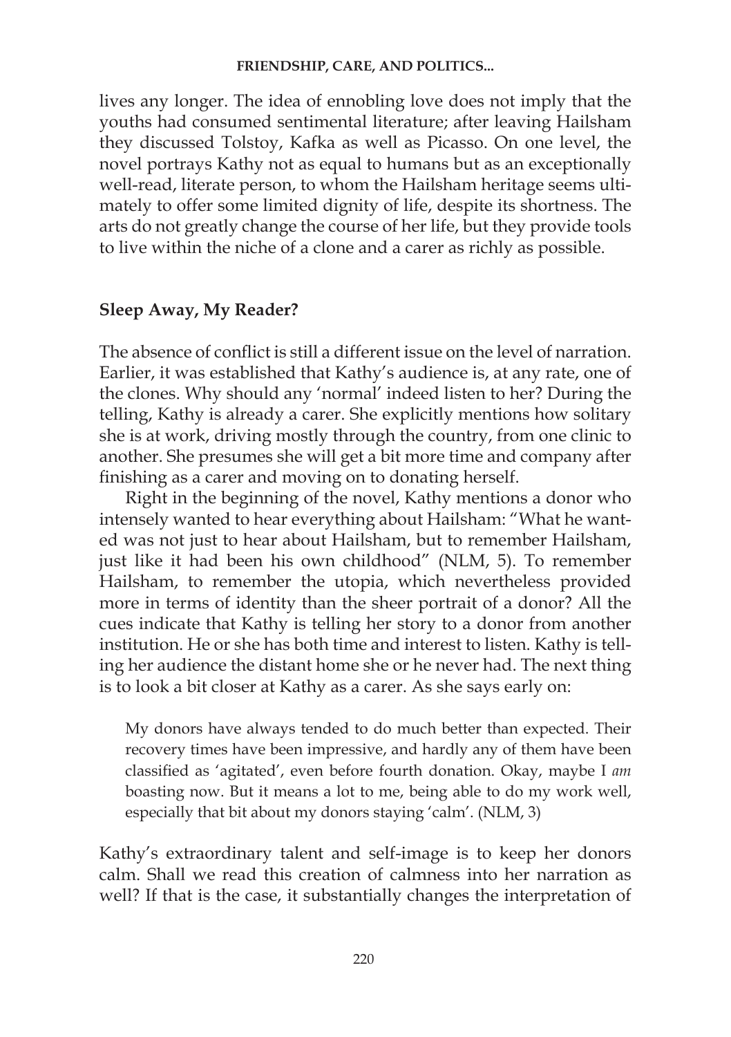lives any longer. The idea of ennobling love does not imply that the youths had consumed sentimental literature; after leaving Hailsham they discussed Tolstoy, Kafka as well as Picasso. On one level, the novel portrays Kathy not as equal to humans but as an exceptionally well-read, literate person, to whom the Hailsham heritage seems ultimately to offer some limited dignity of life, despite its shortness. The arts do not greatly change the course of her life, but they provide tools to live within the niche of a clone and a carer as richly as possible.

## Sleep Away, My Reader?

The absence of conflict is still a different issue on the level of narration. Earlier, it was established that Kathy's audience is, at any rate, one of the clones. Why should any 'normal' indeed listen to her? During the telling, Kathy is already a carer. She explicitly mentions how solitary she is at work, driving mostly through the country, from one clinic to another. She presumes she will get a bit more time and company after finishing as a carer and moving on to donating herself.

Right in the beginning of the novel, Kathy mentions a donor who intensely wanted to hear everything about Hailsham: "What he wanted was not just to hear about Hailsham, but to remember Hailsham, just like it had been his own childhood" (NLM, 5). To remember Hailsham, to remember the utopia, which nevertheless provided more in terms of identity than the sheer portrait of a donor? All the cues indicate that Kathy is telling her story to a donor from another institution. He or she has both time and interest to listen. Kathy is telling her audience the distant home she or he never had. The next thing is to look a bit closer at Kathy as a carer. As she says early on:

> My donors have always tended to do much better than expected. Their recovery times have been impressive, and hardly any of them have been classified as 'agitated', even before fourth donation. Okay, maybe I *am* boasting now. But it means a lot to me, being able to do my work well, especially that bit about my donors staying 'calm'. (NLM, 3)

Kathy's extraordinary talent and self-image is to keep her donors calm. Shall we read this creation of calmness into her narration as well? If that is the case, it substantially changes the interpretation of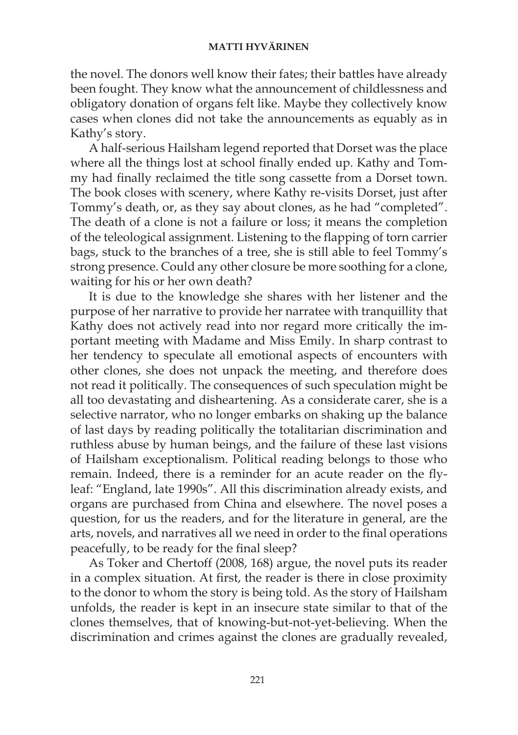the novel. The donors well know their fates; their battles have already been fought. They know what the announcement of childlessness and obligatory donation of organs felt like. Maybe they collectively know cases when clones did not take the announcements as equably as in Kathy's story.

A half-serious Hailsham legend reported that Dorset was the place where all the things lost at school finally ended up. Kathy and Tommy had finally reclaimed the title song cassette from a Dorset town. The book closes with scenery, where Kathy re-visits Dorset, just after Tommy's death, or, as they say about clones, as he had "completed". The death of a clone is not a failure or loss; it means the completion of the teleological assignment. Listening to the flapping of torn carrier bags, stuck to the branches of a tree, she is still able to feel Tommy's strong presence. Could any other closure be more soothing for a clone, waiting for his or her own death?

It is due to the knowledge she shares with her listener and the purpose of her narrative to provide her narratee with tranquillity that Kathy does not actively read into nor regard more critically the important meeting with Madame and Miss Emily. In sharp contrast to her tendency to speculate all emotional aspects of encounters with other clones, she does not unpack the meeting, and therefore does not read it politically. The consequences of such speculation might be all too devastating and disheartening. As a considerate carer, she is a selective narrator, who no longer embarks on shaking up the balance of last days by reading politically the totalitarian discrimination and ruthless abuse by human beings, and the failure of these last visions of Hailsham exceptionalism. Political reading belongs to those who remain. Indeed, there is a reminder for an acute reader on the fly-leaf: "England, late 1990s". All this discrimination already exists, and organs are purchased from China and elsewhere. The novel poses a question, for us the readers, and for the literature in general, are the arts, novels, and narratives all we need in order to the final operations peacefully, to be ready for the final sleep?

As Toker and Chertoff (2008, 168) argue, the novel puts its reader in a complex situation. At first, the reader is there in close proximity to the donor to whom the story is being told. As the story of Hailsham unfolds, the reader is kept in an insecure state similar to that of the clones themselves, that of knowing-but-not-yet-believing. When the discrimination and crimes against the clones are gradually revealed,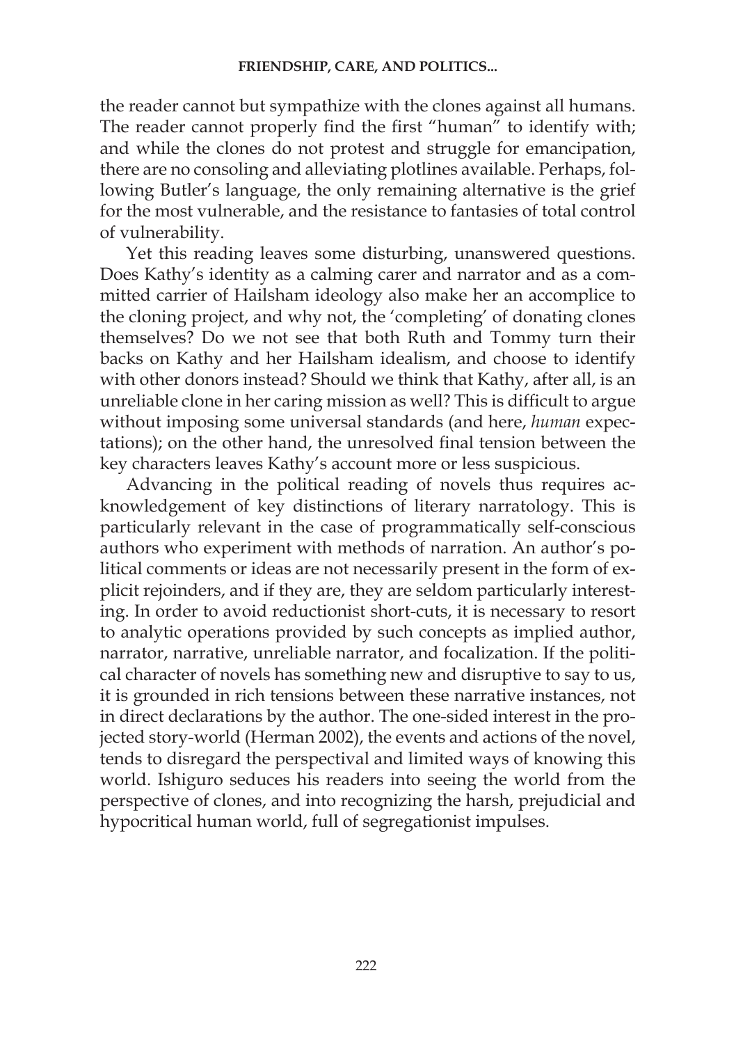the reader cannot but sympathize with the clones against all humans. The reader cannot properly find the first "human" to identify with; and while the clones do not protest and struggle for emancipation, there are no consoling and alleviating plotlines available. Perhaps, following Butler's language, the only remaining alternative is the grief for the most vulnerable, and the resistance to fantasies of total control of vulnerability.

Yet this reading leaves some disturbing, unanswered questions. Does Kathy's identity as a calming carer and narrator and as a committed carrier of Hailsham ideology also make her an accomplice to the cloning project, and why not, the 'completing' of donating clones themselves? Do we not see that both Ruth and Tommy turn their backs on Kathy and her Hailsham idealism, and choose to identify with other donors instead? Should we think that Kathy, after all, is an unreliable clone in her caring mission as well? This is difficult to argue without imposing some universal standards (and here, *human* expectations); on the other hand, the unresolved final tension between the key characters leaves Kathy's account more or less suspicious.

Advancing in the political reading of novels thus requires acknowledgement of key distinctions of literary narratology. This is particularly relevant in the case of programmatically self-conscious authors who experiment with methods of narration. An author's political comments or ideas are not necessarily present in the form of explicit rejoinders, and if they are, they are seldom particularly interesting. In order to avoid reductionist short-cuts, it is necessary to resort to analytic operations provided by such concepts as implied author, narrator, narrative, unreliable narrator, and focalization. If the political character of novels has something new and disruptive to say to us, it is grounded in rich tensions between these narrative instances, not in direct declarations by the author. The one-sided interest in the projected story-world (Herman 2002), the events and actions of the novel, tends to disregard the perspectival and limited ways of knowing this world. Ishiguro seduces his readers into seeing the world from the perspective of clones, and into recognizing the harsh, prejudicial and hypocritical human world, full of segregationist impulses.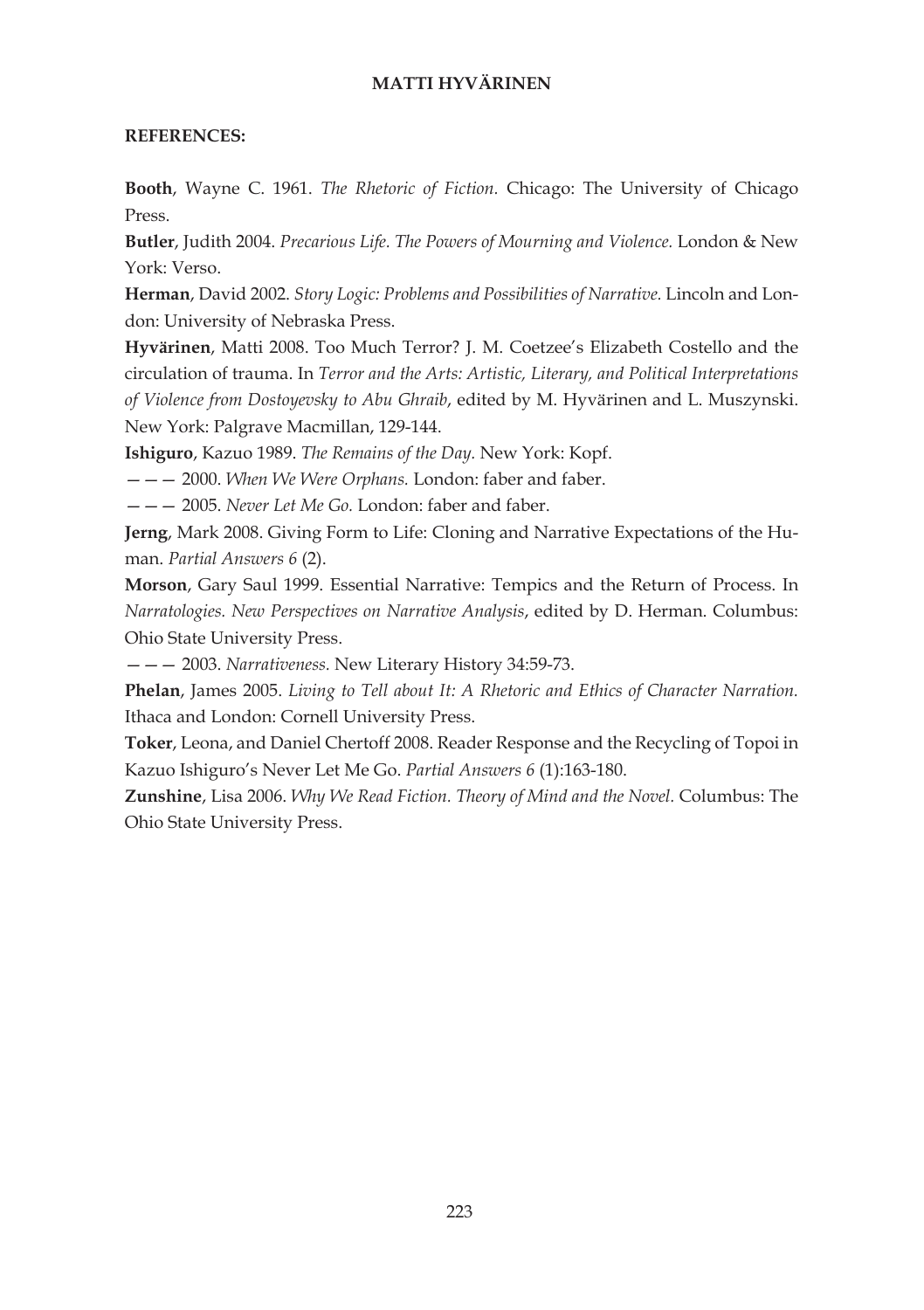**REFERENCES:**

**Booth**, Wayne C. 1961. *The Rhetoric of Fiction.* Chicago: The University of Chicago Press.

**Butler**, Judith 2004. *Precarious Life. The Powers of Mourning and Violence.* London & New York: Verso.

**Herman**, David 2002. *Story Logic: Problems and Possibilities of Narrative.* Lincoln and London: University of Nebraska Press.

**Hyvärinen**, Matti 2008. Too Much Terror? J. M. Coetzee's Elizabeth Costello and the circulation of trauma. In *Terror and the Arts: Artistic, Literary, and Political Interpretations of Violence from Dostoyevsky to Abu Ghraib*, edited by M. Hyvärinen and L. Muszynski. New York: Palgrave Macmillan, 129-144.

**Ishiguro**, Kazuo 1989. *The Remains of the Day.* New York: Kopf.

— — — 2000. *When We Were Orphans.* London: faber and faber.

— — — 2005. *Never Let Me Go.* London: faber and faber.

**Jerng**, Mark 2008. Giving Form to Life: Cloning and Narrative Expectations of the Human. *Partial Answers 6* (2).

**Morson**, Gary Saul 1999. Essential Narrative: Tempics and the Return of Process. In *Narratologies. New Perspectives on Narrative Analysis*, edited by D. Herman. Columbus: Ohio State University Press.

— — — 2003. *Narrativeness.* New Literary History 34:59-73.

**Phelan**, James 2005. *Living to Tell about It: A Rhetoric and Ethics of Character Narration.* Ithaca and London: Cornell University Press.

**Toker**, Leona, and Daniel Chertoff 2008. Reader Response and the Recycling of Topoi in Kazuo Ishiguro's Never Let Me Go. *Partial Answers 6* (1):163-180.

**Zunshine**, Lisa 2006. *Why We Read Fiction. Theory of Mind and the Novel.* Columbus: The Ohio State University Press.